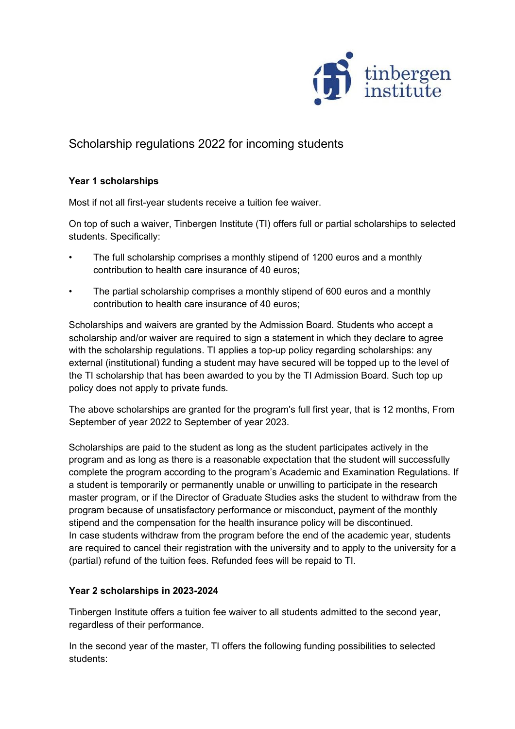# Scholarship regulations 2022 for incoming students

### Year 1 scholarships

Most if not all first-year students receive a tuition fee waiver.

On top of such a waiver, Tinbergen Institute (TI) offers full or partial scholarships to selected students. Specifically:

- The full scholarship comprises a monthly stipend of 1200 euros and a monthly contribution to health care insurance of 40 euros;
- The partial scholarship comprises a monthly stipend of 600 euros and a monthly contribution to health care insurance of 40 euros;

Scholarships and waivers are granted by the Admission Board. Students who accept a scholarship and/or waiver are required to sign a statement in which they declare to agree with the scholarship regulations. TI applies a top-up policy regarding scholarships: any external (institutional) funding a student may have secured will be topped up to the level of the TI scholarship that has been awarded to you by the TI Admission Board. Such top up policy does not apply to private funds.

The above scholarships are granted for the program's full first year, that is 12 months, From September of year 2022 to September of year 2023.

Scholarships are paid to the student as long as the student participates actively in the program and as long as there is a reasonable expectation that the student will successfully complete the program according to the program's Academic and Examination Regulations. If a student is temporarily or permanently unable or unwilling to participate in the research master program, or if the Director of Graduate Studies asks the student to withdraw from the program because of unsatisfactory performance or misconduct, payment of the monthly stipend and the compensation for the health insurance policy will be discontinued.
In case students withdraw from the program before the end of the academic year, students are required to cancel their registration with the university and to apply to the university for a (partial) refund of the tuition fees. Refunded fees will be repaid to TI.

### Year 2 scholarships in 2023-2024

Tinbergen Institute offers a tuition fee waiver to all students admitted to the second year, regardless of their performance.

In the second year of the master, TI offers the following funding possibilities to selected students: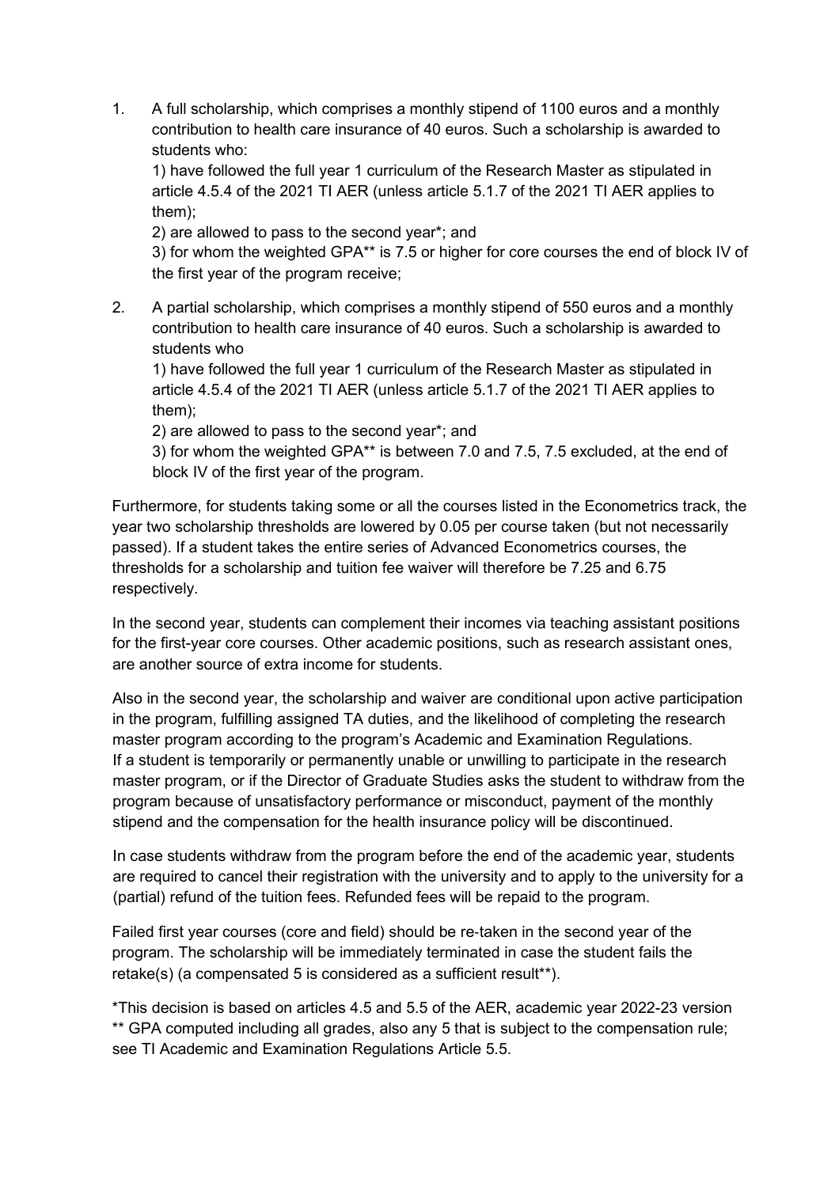1. A full scholarship, which comprises a monthly stipend of 1100 euros and a monthly contribution to health care insurance of 40 euros. Such a scholarship is awarded to students who:

   1) have followed the full year 1 curriculum of the Research Master as stipulated in article 4.5.4 of the 2021 TI AER (unless article 5.1.7 of the 2021 TI AER applies to them);

   2) are allowed to pass to the second year*; and

   3) for whom the weighted GPA** is 7.5 or higher for core courses the end of block IV of the first year of the program receive;

2. A partial scholarship, which comprises a monthly stipend of 550 euros and a monthly contribution to health care insurance of 40 euros. Such a scholarship is awarded to students who

   1) have followed the full year 1 curriculum of the Research Master as stipulated in article 4.5.4 of the 2021 TI AER (unless article 5.1.7 of the 2021 TI AER applies to them);

   2) are allowed to pass to the second year*; and

   3) for whom the weighted GPA** is between 7.0 and 7.5, 7.5 excluded, at the end of block IV of the first year of the program.

Furthermore, for students taking some or all the courses listed in the Econometrics track, the year two scholarship thresholds are lowered by 0.05 per course taken (but not necessarily passed). If a student takes the entire series of Advanced Econometrics courses, the thresholds for a scholarship and tuition fee waiver will therefore be 7.25 and 6.75 respectively.

In the second year, students can complement their incomes via teaching assistant positions for the first-year core courses. Other academic positions, such as research assistant ones, are another source of extra income for students.

Also in the second year, the scholarship and waiver are conditional upon active participation in the program, fulfilling assigned TA duties, and the likelihood of completing the research master program according to the program's Academic and Examination Regulations. If a student is temporarily or permanently unable or unwilling to participate in the research master program, or if the Director of Graduate Studies asks the student to withdraw from the program because of unsatisfactory performance or misconduct, payment of the monthly stipend and the compensation for the health insurance policy will be discontinued.

In case students withdraw from the program before the end of the academic year, students are required to cancel their registration with the university and to apply to the university for a (partial) refund of the tuition fees. Refunded fees will be repaid to the program.

Failed first year courses (core and field) should be re-taken in the second year of the program. The scholarship will be immediately terminated in case the student fails the retake(s) (a compensated 5 is considered as a sufficient result**).

*This decision is based on articles 4.5 and 5.5 of the AER, academic year 2022-23 version
** GPA computed including all grades, also any 5 that is subject to the compensation rule; see TI Academic and Examination Regulations Article 5.5.